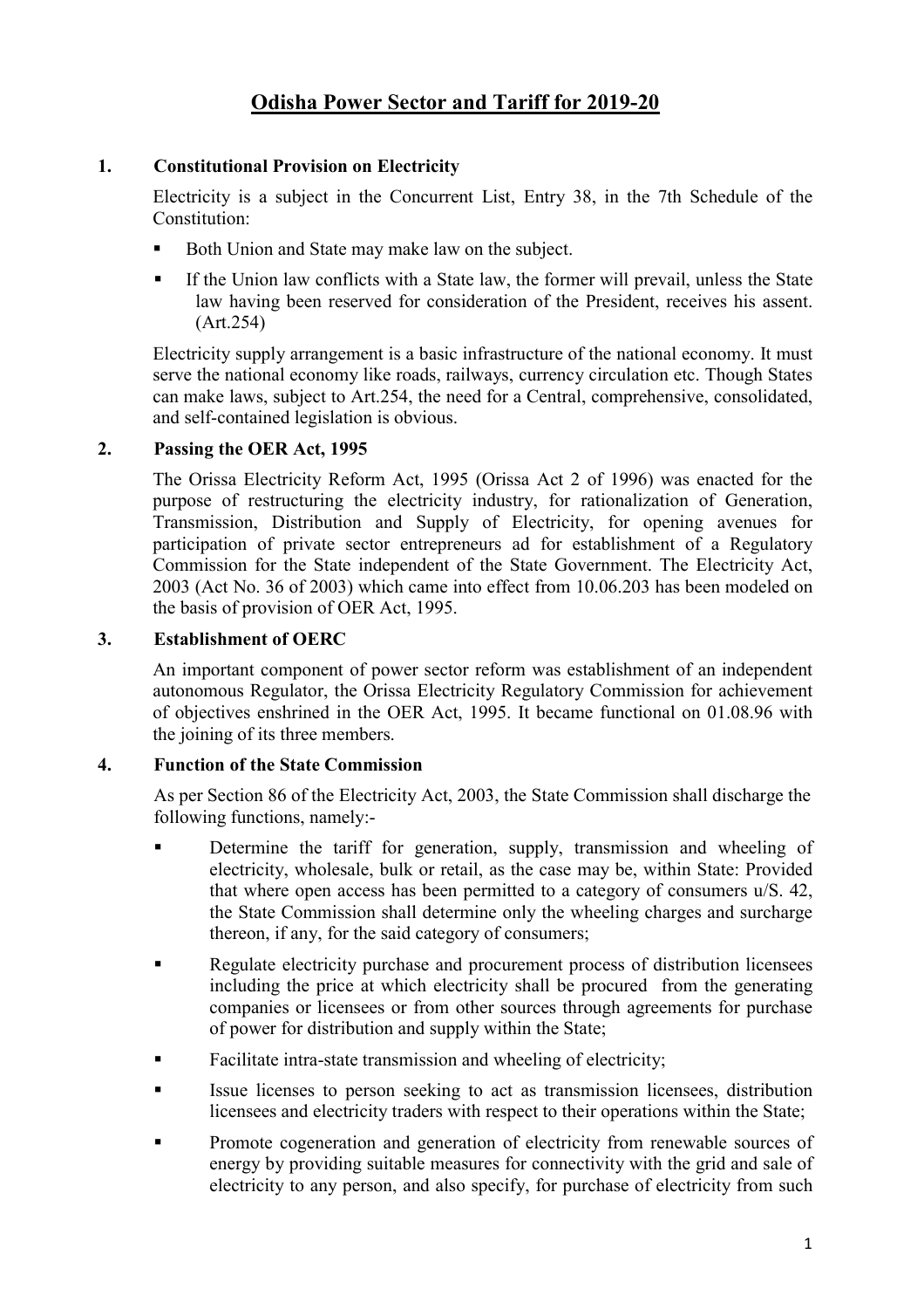# Odisha Power Sector and Tariff for 2019-20

## 1. Constitutional Provision on Electricity

Electricity is a subject in the Concurrent List, Entry 38, in the 7th Schedule of the Constitution:

- Both Union and State may make law on the subject.
- If the Union law conflicts with a State law, the former will prevail, unless the State law having been reserved for consideration of the President, receives his assent. (Art.254)

Electricity supply arrangement is a basic infrastructure of the national economy. It must serve the national economy like roads, railways, currency circulation etc. Though States can make laws, subject to Art.254, the need for a Central, comprehensive, consolidated, and self-contained legislation is obvious.

## 2. Passing the OER Act, 1995

The Orissa Electricity Reform Act, 1995 (Orissa Act 2 of 1996) was enacted for the purpose of restructuring the electricity industry, for rationalization of Generation, Transmission, Distribution and Supply of Electricity, for opening avenues for participation of private sector entrepreneurs ad for establishment of a Regulatory Commission for the State independent of the State Government. The Electricity Act, 2003 (Act No. 36 of 2003) which came into effect from 10.06.203 has been modeled on the basis of provision of OER Act, 1995.

## 3. Establishment of OERC

An important component of power sector reform was establishment of an independent autonomous Regulator, the Orissa Electricity Regulatory Commission for achievement of objectives enshrined in the OER Act, 1995. It became functional on 01.08.96 with the joining of its three members.

## 4. Function of the State Commission

As per Section 86 of the Electricity Act, 2003, the State Commission shall discharge the following functions, namely:-

- Determine the tariff for generation, supply, transmission and wheeling of electricity, wholesale, bulk or retail, as the case may be, within State: Provided that where open access has been permitted to a category of consumers u/S. 42, the State Commission shall determine only the wheeling charges and surcharge thereon, if any, for the said category of consumers;
- Regulate electricity purchase and procurement process of distribution licensees including the price at which electricity shall be procured from the generating companies or licensees or from other sources through agreements for purchase of power for distribution and supply within the State;
- Facilitate intra-state transmission and wheeling of electricity;
- Issue licenses to person seeking to act as transmission licensees, distribution licensees and electricity traders with respect to their operations within the State;
- Promote cogeneration and generation of electricity from renewable sources of energy by providing suitable measures for connectivity with the grid and sale of electricity to any person, and also specify, for purchase of electricity from such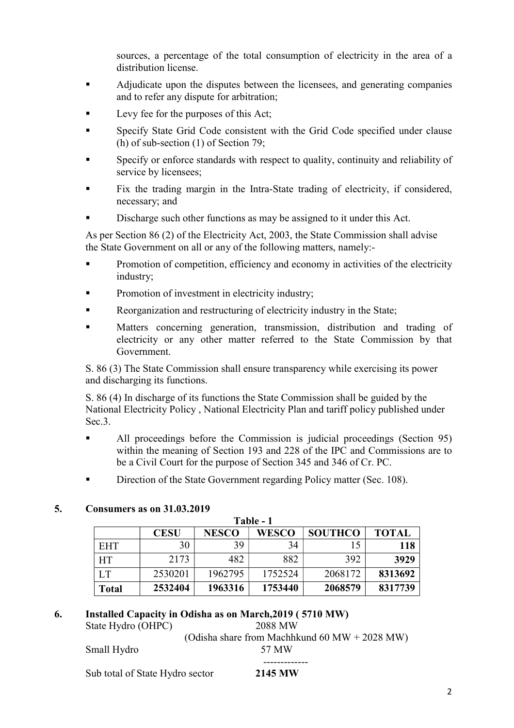sources, a percentage of the total consumption of electricity in the area of a distribution license.

- Adjudicate upon the disputes between the licensees, and generating companies and to refer any dispute for arbitration;
- Levy fee for the purposes of this Act;
- Specify State Grid Code consistent with the Grid Code specified under clause (h) of sub-section (1) of Section 79;
- Specify or enforce standards with respect to quality, continuity and reliability of service by licensees;
- Fix the trading margin in the Intra-State trading of electricity, if considered, necessary; and
- Discharge such other functions as may be assigned to it under this Act.

As per Section 86 (2) of the Electricity Act, 2003, the State Commission shall advise the State Government on all or any of the following matters, namely:-

- Promotion of competition, efficiency and economy in activities of the electricity industry;
- Promotion of investment in electricity industry;
- Reorganization and restructuring of electricity industry in the State;
- Matters concerning generation, transmission, distribution and trading of electricity or any other matter referred to the State Commission by that Government.

S. 86 (3) The State Commission shall ensure transparency while exercising its power and discharging its functions.

S. 86 (4) In discharge of its functions the State Commission shall be guided by the National Electricity Policy , National Electricity Plan and tariff policy published under Sec.3.

- All proceedings before the Commission is judicial proceedings (Section 95) within the meaning of Section 193 and 228 of the IPC and Commissions are to be a Civil Court for the purpose of Section 345 and 346 of Cr. PC.
- Direction of the State Government regarding Policy matter (Sec. 108).

## 5. Consumers as on 31.03.2019

**Table - 1**

| | CESU | NESCO | WESCO | SOUTHCO | TOTAL |
|---|---|---|---|---|---|
| EHT | 30 | 39 | 34 | 15 | **118** |
| HT | 2173 | 482 | 882 | 392 | **3929** |
| LT | 2530201 | 1962795 | 1752524 | 2068172 | **8313692** |
| **Total** | **2532404** | **1963316** | **1753440** | **2068579** | **8317739** |

## 6. Installed Capacity in Odisha as on March,2019 ( 5710 MW)

State Hydro (OHPC) 2088 MW
(Odisha share from Machhkund 60 MW + 2028 MW)
Small Hydro 57 MW

-------------

Sub total of State Hydro sector **2145 MW**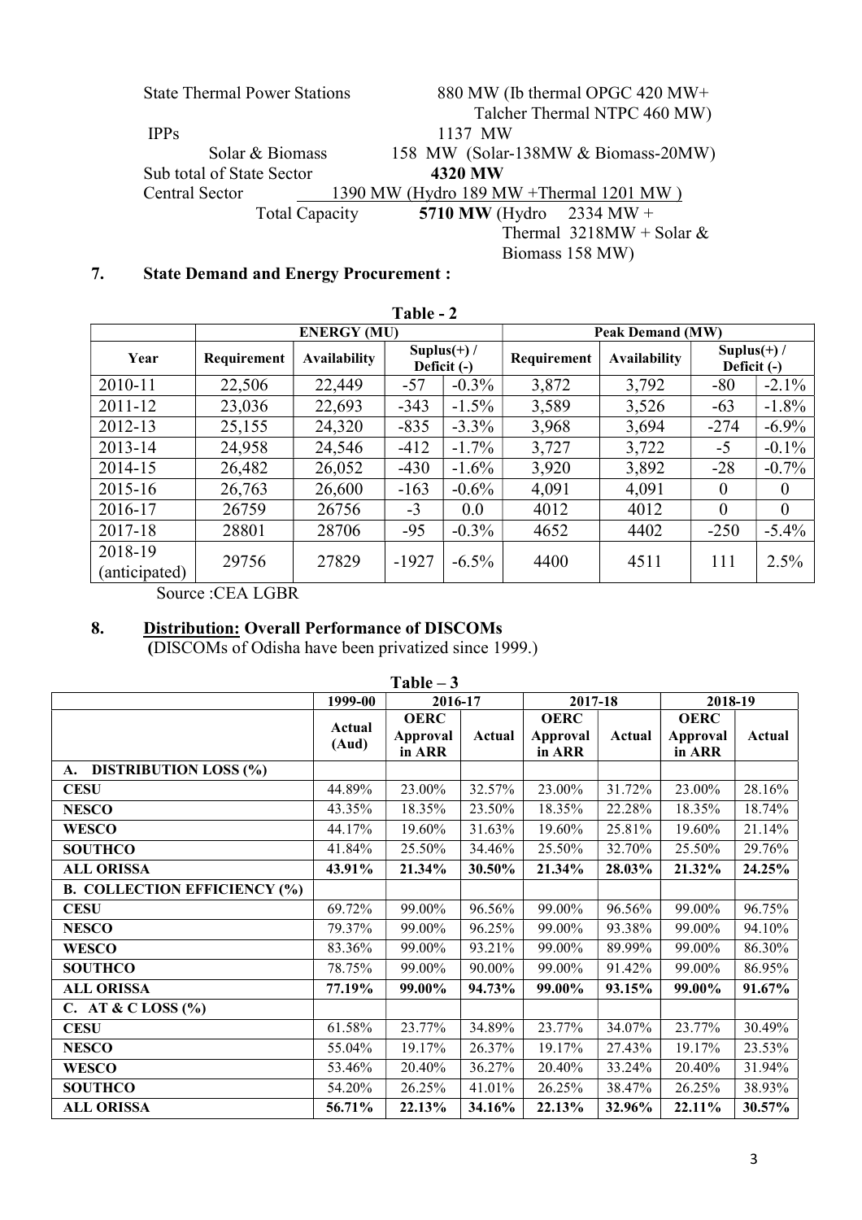| | |
|---|---|
| State Thermal Power Stations | 880 MW (Ib thermal OPGC 420 MW+ Talcher Thermal NTPC 460 MW) |
| IPPs | 1137 MW |
| Solar & Biomass | 158 MW (Solar-138MW & Biomass-20MW) |
| Sub total of State Sector | **4320 MW** |
| Central Sector | 1390 MW (Hydro 189 MW +Thermal 1201 MW ) |
| Total Capacity | **5710 MW** (Hydro 2334 MW + Thermal 3218MW + Solar & Biomass 158 MW) |

## 7. State Demand and Energy Procurement :

**Table - 2**

| Year | ENERGY (MU) | | | | Peak Demand (MW) | | | |
|---|---|---|---|---|---|---|---|---|
| | Requirement | Availability | Suplus(+) / Deficit (-) | | Requirement | Availability | Suplus(+) / Deficit (-) | |
| 2010-11 | 22,506 | 22,449 | -57 | -0.3% | 3,872 | 3,792 | -80 | -2.1% |
| 2011-12 | 23,036 | 22,693 | -343 | -1.5% | 3,589 | 3,526 | -63 | -1.8% |
| 2012-13 | 25,155 | 24,320 | -835 | -3.3% | 3,968 | 3,694 | -274 | -6.9% |
| 2013-14 | 24,958 | 24,546 | -412 | -1.7% | 3,727 | 3,722 | -5 | -0.1% |
| 2014-15 | 26,482 | 26,052 | -430 | -1.6% | 3,920 | 3,892 | -28 | -0.7% |
| 2015-16 | 26,763 | 26,600 | -163 | -0.6% | 4,091 | 4,091 | 0 | 0 |
| 2016-17 | 26759 | 26756 | -3 | 0.0 | 4012 | 4012 | 0 | 0 |
| 2017-18 | 28801 | 28706 | -95 | -0.3% | 4652 | 4402 | -250 | -5.4% |
| 2018-19 (anticipated) | 29756 | 27829 | -1927 | -6.5% | 4400 | 4511 | 111 | 2.5% |

Source :CEA LGBR

## 8. Distribution: Overall Performance of DISCOMs

**(**DISCOMs of Odisha have been privatized since 1999.)

**Table – 3**

| | 1999-00 | 2016-17 | | 2017-18 | | 2018-19 | |
|---|---|---|---|---|---|---|---|
| | Actual (Aud) | OERC Approval in ARR | Actual | OERC Approval in ARR | Actual | OERC Approval in ARR | Actual |
| **A. DISTRIBUTION LOSS (%)** | | | | | | | |
| **CESU** | 44.89% | 23.00% | 32.57% | 23.00% | 31.72% | 23.00% | 28.16% |
| **NESCO** | 43.35% | 18.35% | 23.50% | 18.35% | 22.28% | 18.35% | 18.74% |
| **WESCO** | 44.17% | 19.60% | 31.63% | 19.60% | 25.81% | 19.60% | 21.14% |
| **SOUTHCO** | 41.84% | 25.50% | 34.46% | 25.50% | 32.70% | 25.50% | 29.76% |
| **ALL ORISSA** | **43.91%** | **21.34%** | **30.50%** | **21.34%** | **28.03%** | **21.32%** | **24.25%** |
| **B. COLLECTION EFFICIENCY (%)** | | | | | | | |
| **CESU** | 69.72% | 99.00% | 96.56% | 99.00% | 96.56% | 99.00% | 96.75% |
| **NESCO** | 79.37% | 99.00% | 96.25% | 99.00% | 93.38% | 99.00% | 94.10% |
| **WESCO** | 83.36% | 99.00% | 93.21% | 99.00% | 89.99% | 99.00% | 86.30% |
| **SOUTHCO** | 78.75% | 99.00% | 90.00% | 99.00% | 91.42% | 99.00% | 86.95% |
| **ALL ORISSA** | **77.19%** | **99.00%** | **94.73%** | **99.00%** | **93.15%** | **99.00%** | **91.67%** |
| **C. AT & C LOSS (%)** | | | | | | | |
| **CESU** | 61.58% | 23.77% | 34.89% | 23.77% | 34.07% | 23.77% | 30.49% |
| **NESCO** | 55.04% | 19.17% | 26.37% | 19.17% | 27.43% | 19.17% | 23.53% |
| **WESCO** | 53.46% | 20.40% | 36.27% | 20.40% | 33.24% | 20.40% | 31.94% |
| **SOUTHCO** | 54.20% | 26.25% | 41.01% | 26.25% | 38.47% | 26.25% | 38.93% |
| **ALL ORISSA** | **56.71%** | **22.13%** | **34.16%** | **22.13%** | **32.96%** | **22.11%** | **30.57%** |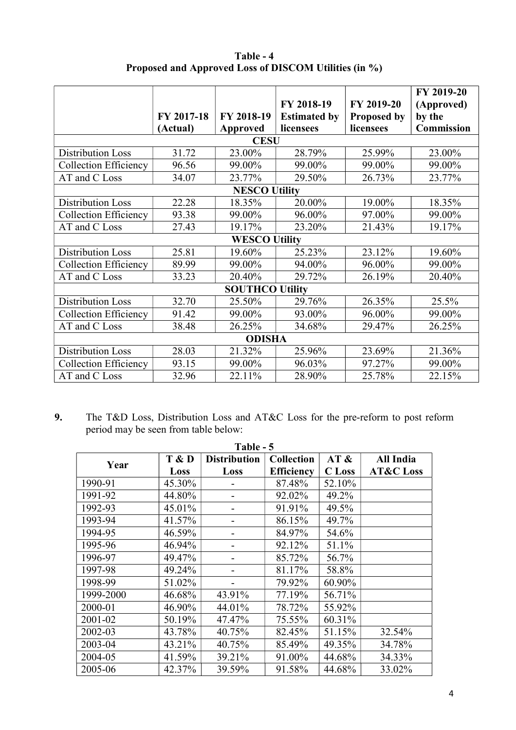**Table - 4**
**Proposed and Approved Loss of DISCOM Utilities (in %)**

| | FY 2017-18 (Actual) | FY 2018-19 Approved | FY 2018-19 Estimated by licensees | FY 2019-20 Proposed by licensees | FY 2019-20 (Approved) by the Commission |
|---|---|---|---|---|---|
| **CESU** | | | | | |
| Distribution Loss | 31.72 | 23.00% | 28.79% | 25.99% | 23.00% |
| Collection Efficiency | 96.56 | 99.00% | 99.00% | 99.00% | 99.00% |
| AT and C Loss | 34.07 | 23.77% | 29.50% | 26.73% | 23.77% |
| **NESCO Utility** | | | | | |
| Distribution Loss | 22.28 | 18.35% | 20.00% | 19.00% | 18.35% |
| Collection Efficiency | 93.38 | 99.00% | 96.00% | 97.00% | 99.00% |
| AT and C Loss | 27.43 | 19.17% | 23.20% | 21.43% | 19.17% |
| **WESCO Utility** | | | | | |
| Distribution Loss | 25.81 | 19.60% | 25.23% | 23.12% | 19.60% |
| Collection Efficiency | 89.99 | 99.00% | 94.00% | 96.00% | 99.00% |
| AT and C Loss | 33.23 | 20.40% | 29.72% | 26.19% | 20.40% |
| **SOUTHCO Utility** | | | | | |
| Distribution Loss | 32.70 | 25.50% | 29.76% | 26.35% | 25.5% |
| Collection Efficiency | 91.42 | 99.00% | 93.00% | 96.00% | 99.00% |
| AT and C Loss | 38.48 | 26.25% | 34.68% | 29.47% | 26.25% |
| **ODISHA** | | | | | |
| Distribution Loss | 28.03 | 21.32% | 25.96% | 23.69% | 21.36% |
| Collection Efficiency | 93.15 | 99.00% | 96.03% | 97.27% | 99.00% |
| AT and C Loss | 32.96 | 22.11% | 28.90% | 25.78% | 22.15% |

**9.** The T&D Loss, Distribution Loss and AT&C Loss for the pre-reform to post reform period may be seen from table below:

**Table - 5**

| Year | T & D Loss | Distribution Loss | Collection Efficiency | AT & C Loss | All India AT&C Loss |
|---|---|---|---|---|---|
| 1990-91 | 45.30% | - | 87.48% | 52.10% | |
| 1991-92 | 44.80% | - | 92.02% | 49.2% | |
| 1992-93 | 45.01% | - | 91.91% | 49.5% | |
| 1993-94 | 41.57% | - | 86.15% | 49.7% | |
| 1994-95 | 46.59% | - | 84.97% | 54.6% | |
| 1995-96 | 46.94% | - | 92.12% | 51.1% | |
| 1996-97 | 49.47% | - | 85.72% | 56.7% | |
| 1997-98 | 49.24% | - | 81.17% | 58.8% | |
| 1998-99 | 51.02% | - | 79.92% | 60.90% | |
| 1999-2000 | 46.68% | 43.91% | 77.19% | 56.71% | |
| 2000-01 | 46.90% | 44.01% | 78.72% | 55.92% | |
| 2001-02 | 50.19% | 47.47% | 75.55% | 60.31% | |
| 2002-03 | 43.78% | 40.75% | 82.45% | 51.15% | 32.54% |
| 2003-04 | 43.21% | 40.75% | 85.49% | 49.35% | 34.78% |
| 2004-05 | 41.59% | 39.21% | 91.00% | 44.68% | 34.33% |
| 2005-06 | 42.37% | 39.59% | 91.58% | 44.68% | 33.02% |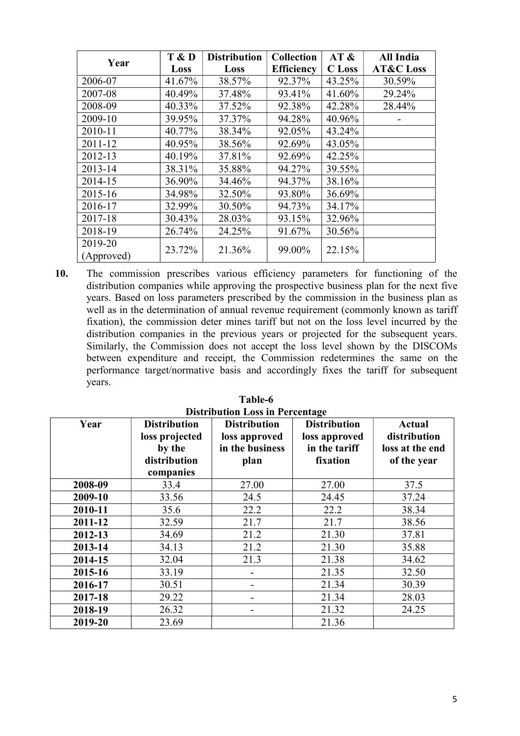| Year | T & D Loss | Distribution Loss | Collection Efficiency | AT & C Loss | All India AT&C Loss |
|---|---|---|---|---|---|
| 2006-07 | 41.67% | 38.57% | 92.37% | 43.25% | 30.59% |
| 2007-08 | 40.49% | 37.48% | 93.41% | 41.60% | 29.24% |
| 2008-09 | 40.33% | 37.52% | 92.38% | 42.28% | 28.44% |
| 2009-10 | 39.95% | 37.37% | 94.28% | 40.96% | - |
| 2010-11 | 40.77% | 38.34% | 92.05% | 43.24% | |
| 2011-12 | 40.95% | 38.56% | 92.69% | 43.05% | |
| 2012-13 | 40.19% | 37.81% | 92.69% | 42.25% | |
| 2013-14 | 38.31% | 35.88% | 94.27% | 39.55% | |
| 2014-15 | 36.90% | 34.46% | 94.37% | 38.16% | |
| 2015-16 | 34.98% | 32.50% | 93.80% | 36.69% | |
| 2016-17 | 32.99% | 30.50% | 94.73% | 34.17% | |
| 2017-18 | 30.43% | 28.03% | 93.15% | 32.96% | |
| 2018-19 | 26.74% | 24.25% | 91.67% | 30.56% | |
| 2019-20 (Approved) | 23.72% | 21.36% | 99.00% | 22.15% | |

**10.** The commission prescribes various efficiency parameters for functioning of the distribution companies while approving the prospective business plan for the next five years. Based on loss parameters prescribed by the commission in the business plan as well as in the determination of annual revenue requirement (commonly known as tariff fixation), the commission deter mines tariff but not on the loss level incurred by the distribution companies in the previous years or projected for the subsequent years. Similarly, the Commission does not accept the loss level shown by the DISCOMs between expenditure and receipt, the Commission redetermines the same on the performance target/normative basis and accordingly fixes the tariff for subsequent years.

**Table-6**
**Distribution Loss in Percentage**

| Year | Distribution loss projected by the distribution companies | Distribution loss approved in the business plan | Distribution loss approved in the tariff fixation | Actual distribution loss at the end of the year |
|---|---|---|---|---|
| 2008-09 | 33.4 | 27.00 | 27.00 | 37.5 |
| 2009-10 | 33.56 | 24.5 | 24.45 | 37.24 |
| 2010-11 | 35.6 | 22.2 | 22.2 | 38.34 |
| 2011-12 | 32.59 | 21.7 | 21.7 | 38.56 |
| 2012-13 | 34.69 | 21.2 | 21.30 | 37.81 |
| 2013-14 | 34.13 | 21.2 | 21.30 | 35.88 |
| 2014-15 | 32.04 | 21.3 | 21.38 | 34.62 |
| 2015-16 | 33.19 | - | 21.35 | 32.50 |
| 2016-17 | 30.51 | - | 21.34 | 30.39 |
| 2017-18 | 29.22 | - | 21.34 | 28.03 |
| 2018-19 | 26.32 | - | 21.32 | 24.25 |
| 2019-20 | 23.69 | | 21.36 | |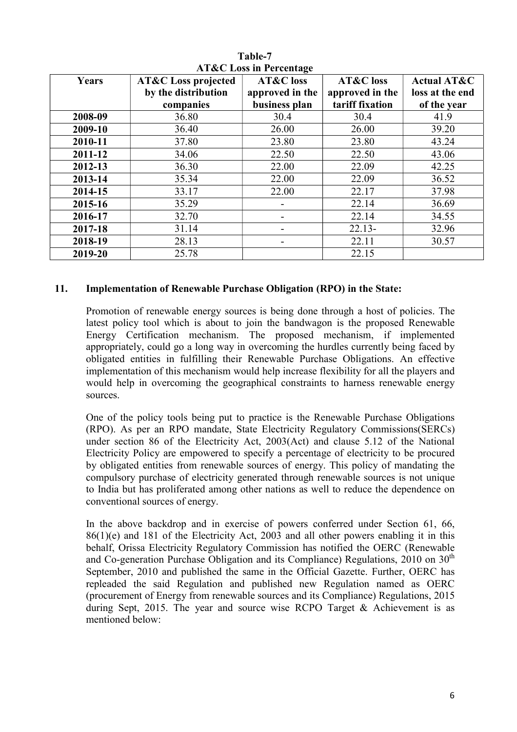**Table-7**
**AT&C Loss in Percentage**

| Years | AT&C Loss projected by the distribution companies | AT&C loss approved in the business plan | AT&C loss approved in the tariff fixation | Actual AT&C loss at the end of the year |
|---|---|---|---|---|
| **2008-09** | 36.80 | 30.4 | 30.4 | 41.9 |
| **2009-10** | 36.40 | 26.00 | 26.00 | 39.20 |
| **2010-11** | 37.80 | 23.80 | 23.80 | 43.24 |
| **2011-12** | 34.06 | 22.50 | 22.50 | 43.06 |
| **2012-13** | 36.30 | 22.00 | 22.09 | 42.25 |
| **2013-14** | 35.34 | 22.00 | 22.09 | 36.52 |
| **2014-15** | 33.17 | 22.00 | 22.17 | 37.98 |
| **2015-16** | 35.29 | - | 22.14 | 36.69 |
| **2016-17** | 32.70 | - | 22.14 | 34.55 |
| **2017-18** | 31.14 | - | 22.13- | 32.96 |
| **2018-19** | 28.13 | - | 22.11 | 30.57 |
| **2019-20** | 25.78 | | 22.15 | |

### 11. Implementation of Renewable Purchase Obligation (RPO) in the State:

Promotion of renewable energy sources is being done through a host of policies. The latest policy tool which is about to join the bandwagon is the proposed Renewable Energy Certification mechanism. The proposed mechanism, if implemented appropriately, could go a long way in overcoming the hurdles currently being faced by obligated entities in fulfilling their Renewable Purchase Obligations. An effective implementation of this mechanism would help increase flexibility for all the players and would help in overcoming the geographical constraints to harness renewable energy sources.

One of the policy tools being put to practice is the Renewable Purchase Obligations (RPO). As per an RPO mandate, State Electricity Regulatory Commissions(SERCs) under section 86 of the Electricity Act, 2003(Act) and clause 5.12 of the National Electricity Policy are empowered to specify a percentage of electricity to be procured by obligated entities from renewable sources of energy. This policy of mandating the compulsory purchase of electricity generated through renewable sources is not unique to India but has proliferated among other nations as well to reduce the dependence on conventional sources of energy.

In the above backdrop and in exercise of powers conferred under Section 61, 66, 86(1)(e) and 181 of the Electricity Act, 2003 and all other powers enabling it in this behalf, Orissa Electricity Regulatory Commission has notified the OERC (Renewable and Co-generation Purchase Obligation and its Compliance) Regulations, 2010 on 30th September, 2010 and published the same in the Official Gazette. Further, OERC has repleaded the said Regulation and published new Regulation named as OERC (procurement of Energy from renewable sources and its Compliance) Regulations, 2015 during Sept, 2015. The year and source wise RCPO Target & Achievement is as mentioned below: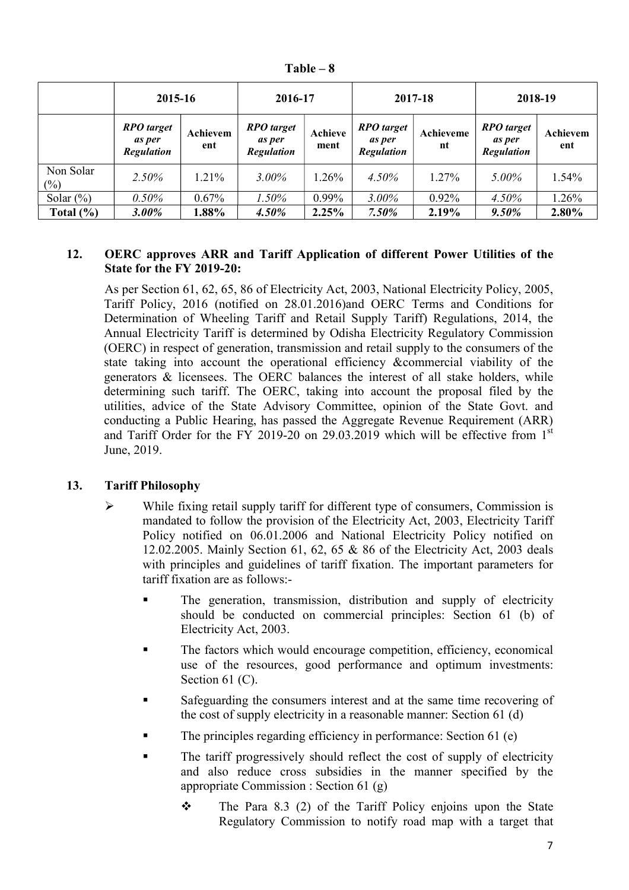**Table – 8**

| | 2015-16 | | 2016-17 | | 2017-18 | | 2018-19 | |
|---|---|---|---|---|---|---|---|---|
| | *RPO target as per Regulation* | Achievement | *RPO target as per Regulation* | Achievement | *RPO target as per Regulation* | Achievement | *RPO target as per Regulation* | Achievement |
| Non Solar (%) | *2.50%* | 1.21% | *3.00%* | 1.26% | *4.50%* | 1.27% | *5.00%* | 1.54% |
| Solar (%) | *0.50%* | 0.67% | *1.50%* | 0.99% | *3.00%* | 0.92% | *4.50%* | 1.26% |
| **Total (%)** | ***3.00%*** | **1.88%** | ***4.50%*** | **2.25%** | ***7.50%*** | **2.19%** | ***9.50%*** | **2.80%** |

## 12. OERC approves ARR and Tariff Application of different Power Utilities of the State for the FY 2019-20:

As per Section 61, 62, 65, 86 of Electricity Act, 2003, National Electricity Policy, 2005, Tariff Policy, 2016 (notified on 28.01.2016)and OERC Terms and Conditions for Determination of Wheeling Tariff and Retail Supply Tariff) Regulations, 2014, the Annual Electricity Tariff is determined by Odisha Electricity Regulatory Commission (OERC) in respect of generation, transmission and retail supply to the consumers of the state taking into account the operational efficiency &commercial viability of the generators & licensees. The OERC balances the interest of all stake holders, while determining such tariff. The OERC, taking into account the proposal filed by the utilities, advice of the State Advisory Committee, opinion of the State Govt. and conducting a Public Hearing, has passed the Aggregate Revenue Requirement (ARR) and Tariff Order for the FY 2019-20 on 29.03.2019 which will be effective from 1st June, 2019.

## 13. Tariff Philosophy

- While fixing retail supply tariff for different type of consumers, Commission is mandated to follow the provision of the Electricity Act, 2003, Electricity Tariff Policy notified on 06.01.2006 and National Electricity Policy notified on 12.02.2005. Mainly Section 61, 62, 65 & 86 of the Electricity Act, 2003 deals with principles and guidelines of tariff fixation. The important parameters for tariff fixation are as follows:-
  - The generation, transmission, distribution and supply of electricity should be conducted on commercial principles: Section 61 (b) of Electricity Act, 2003.
  - The factors which would encourage competition, efficiency, economical use of the resources, good performance and optimum investments: Section 61 (C).
  - Safeguarding the consumers interest and at the same time recovering of the cost of supply electricity in a reasonable manner: Section 61 (d)
  - The principles regarding efficiency in performance: Section 61 (e)
  - The tariff progressively should reflect the cost of supply of electricity and also reduce cross subsidies in the manner specified by the appropriate Commission : Section 61 (g)
    - The Para 8.3 (2) of the Tariff Policy enjoins upon the State Regulatory Commission to notify road map with a target that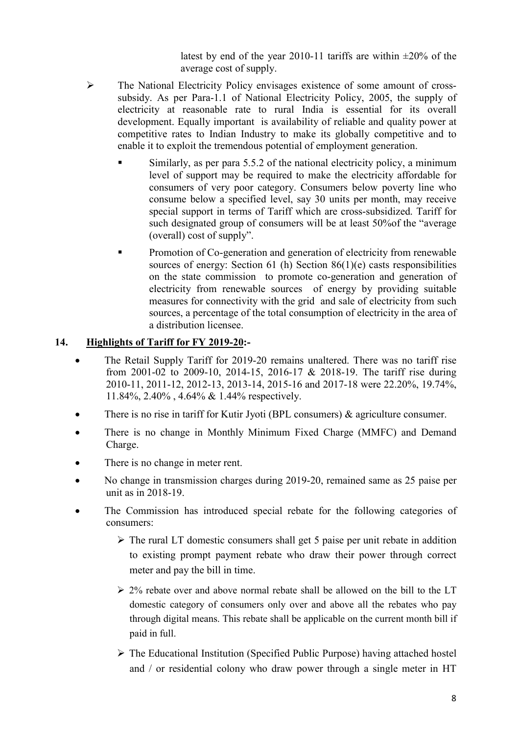latest by end of the year 2010-11 tariffs are within ±20% of the average cost of supply.

- The National Electricity Policy envisages existence of some amount of cross-subsidy. As per Para-1.1 of National Electricity Policy, 2005, the supply of electricity at reasonable rate to rural India is essential for its overall development. Equally important is availability of reliable and quality power at competitive rates to Indian Industry to make its globally competitive and to enable it to exploit the tremendous potential of employment generation.
  - Similarly, as per para 5.5.2 of the national electricity policy, a minimum level of support may be required to make the electricity affordable for consumers of very poor category. Consumers below poverty line who consume below a specified level, say 30 units per month, may receive special support in terms of Tariff which are cross-subsidized. Tariff for such designated group of consumers will be at least 50%of the "average (overall) cost of supply".
  - Promotion of Co-generation and generation of electricity from renewable sources of energy: Section 61 (h) Section 86(1)(e) casts responsibilities on the state commission to promote co-generation and generation of electricity from renewable sources of energy by providing suitable measures for connectivity with the grid and sale of electricity from such sources, a percentage of the total consumption of electricity in the area of a distribution licensee.

## 14. Highlights of Tariff for FY 2019-20:-

- The Retail Supply Tariff for 2019-20 remains unaltered. There was no tariff rise from 2001-02 to 2009-10, 2014-15, 2016-17 & 2018-19. The tariff rise during 2010-11, 2011-12, 2012-13, 2013-14, 2015-16 and 2017-18 were 22.20%, 19.74%, 11.84%, 2.40% , 4.64% & 1.44% respectively.
- There is no rise in tariff for Kutir Jyoti (BPL consumers) & agriculture consumer.
- There is no change in Monthly Minimum Fixed Charge (MMFC) and Demand Charge.
- There is no change in meter rent.
- No change in transmission charges during 2019-20, remained same as 25 paise per unit as in 2018-19.
- The Commission has introduced special rebate for the following categories of consumers:
  - The rural LT domestic consumers shall get 5 paise per unit rebate in addition to existing prompt payment rebate who draw their power through correct meter and pay the bill in time.
  - 2% rebate over and above normal rebate shall be allowed on the bill to the LT domestic category of consumers only over and above all the rebates who pay through digital means. This rebate shall be applicable on the current month bill if paid in full.
  - The Educational Institution (Specified Public Purpose) having attached hostel and / or residential colony who draw power through a single meter in HT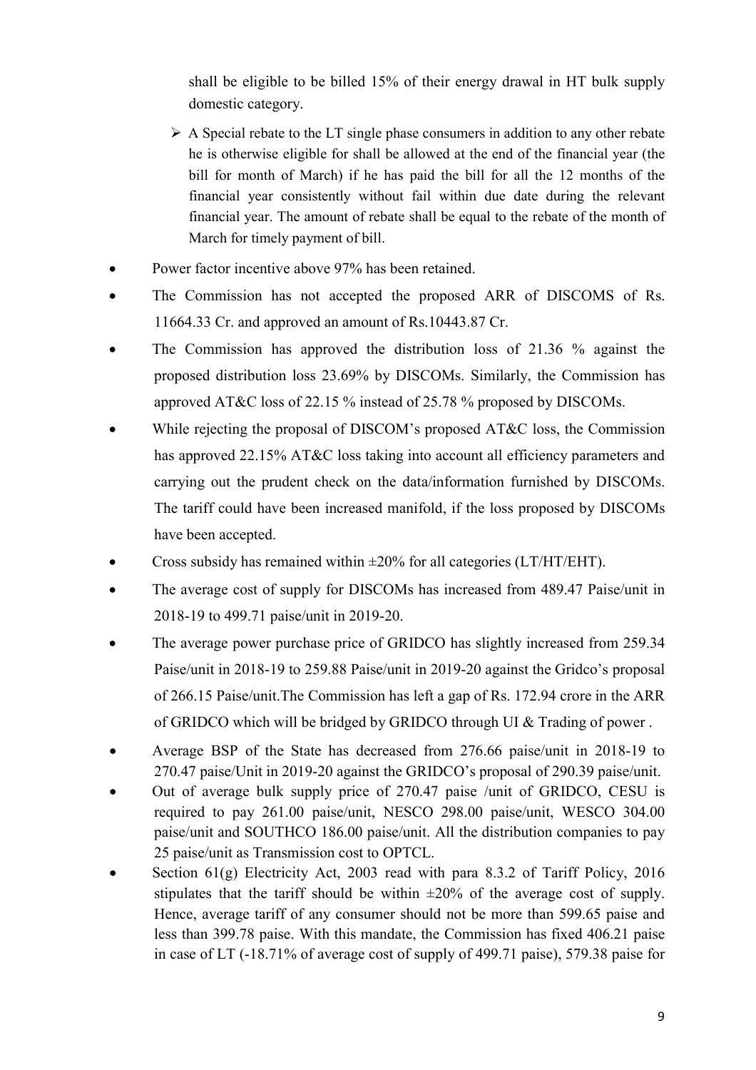shall be eligible to be billed 15% of their energy drawal in HT bulk supply domestic category.

  - A Special rebate to the LT single phase consumers in addition to any other rebate he is otherwise eligible for shall be allowed at the end of the financial year (the bill for month of March) if he has paid the bill for all the 12 months of the financial year consistently without fail within due date during the relevant financial year. The amount of rebate shall be equal to the rebate of the month of March for timely payment of bill.

- Power factor incentive above 97% has been retained.
- The Commission has not accepted the proposed ARR of DISCOMS of Rs. 11664.33 Cr. and approved an amount of Rs.10443.87 Cr.
- The Commission has approved the distribution loss of 21.36 % against the proposed distribution loss 23.69% by DISCOMs. Similarly, the Commission has approved AT&C loss of 22.15 % instead of 25.78 % proposed by DISCOMs.
- While rejecting the proposal of DISCOM's proposed AT&C loss, the Commission has approved 22.15% AT&C loss taking into account all efficiency parameters and carrying out the prudent check on the data/information furnished by DISCOMs. The tariff could have been increased manifold, if the loss proposed by DISCOMs have been accepted.
- Cross subsidy has remained within ±20% for all categories (LT/HT/EHT).
- The average cost of supply for DISCOMs has increased from 489.47 Paise/unit in 2018-19 to 499.71 paise/unit in 2019-20.
- The average power purchase price of GRIDCO has slightly increased from 259.34 Paise/unit in 2018-19 to 259.88 Paise/unit in 2019-20 against the Gridco's proposal of 266.15 Paise/unit.The Commission has left a gap of Rs. 172.94 crore in the ARR of GRIDCO which will be bridged by GRIDCO through UI & Trading of power .
- Average BSP of the State has decreased from 276.66 paise/unit in 2018-19 to 270.47 paise/Unit in 2019-20 against the GRIDCO's proposal of 290.39 paise/unit.
- Out of average bulk supply price of 270.47 paise /unit of GRIDCO, CESU is required to pay 261.00 paise/unit, NESCO 298.00 paise/unit, WESCO 304.00 paise/unit and SOUTHCO 186.00 paise/unit. All the distribution companies to pay 25 paise/unit as Transmission cost to OPTCL.
- Section 61(g) Electricity Act, 2003 read with para 8.3.2 of Tariff Policy, 2016 stipulates that the tariff should be within ±20% of the average cost of supply. Hence, average tariff of any consumer should not be more than 599.65 paise and less than 399.78 paise. With this mandate, the Commission has fixed 406.21 paise in case of LT (-18.71% of average cost of supply of 499.71 paise), 579.38 paise for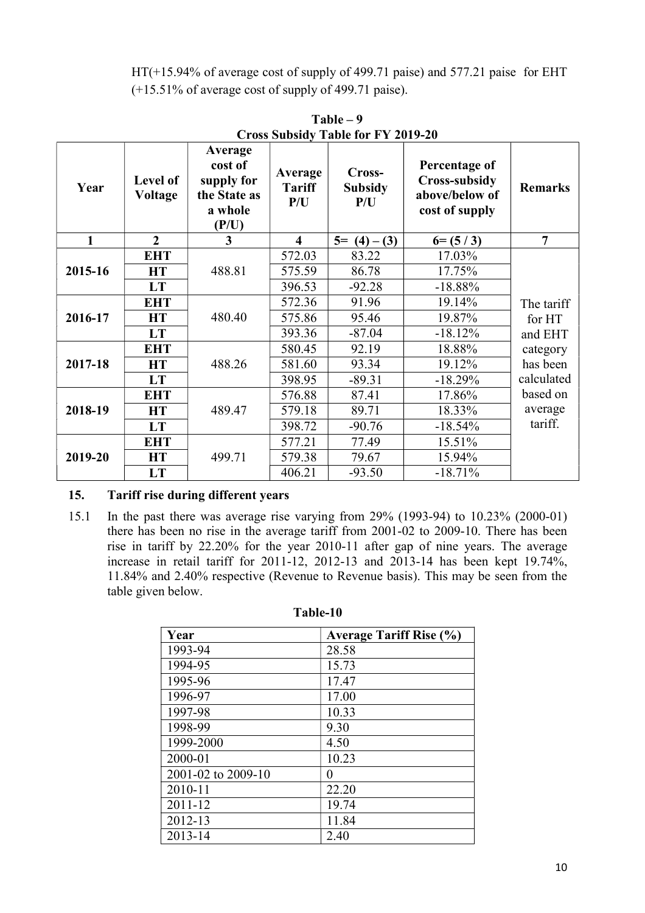HT(+15.94% of average cost of supply of 499.71 paise) and 577.21 paise for EHT (+15.51% of average cost of supply of 499.71 paise).

**Table – 9**
**Cross Subsidy Table for FY 2019-20**

| Year | Level of Voltage | Average cost of supply for the State as a whole (P/U) | Average Tariff P/U | Cross-Subsidy P/U | Percentage of Cross-subsidy above/below of cost of supply | Remarks |
|---|---|---|---|---|---|---|
| 1 | 2 | 3 | 4 | 5= (4) – (3) | 6= (5 / 3) | 7 |
| 2015-16 | EHT | 488.81 | 572.03 | 83.22 | 17.03% | The tariff for HT and EHT category has been calculated based on average tariff. |
| | HT | | 575.59 | 86.78 | 17.75% | |
| | LT | | 396.53 | -92.28 | -18.88% | |
| 2016-17 | EHT | 480.40 | 572.36 | 91.96 | 19.14% | |
| | HT | | 575.86 | 95.46 | 19.87% | |
| | LT | | 393.36 | -87.04 | -18.12% | |
| 2017-18 | EHT | 488.26 | 580.45 | 92.19 | 18.88% | |
| | HT | | 581.60 | 93.34 | 19.12% | |
| | LT | | 398.95 | -89.31 | -18.29% | |
| 2018-19 | EHT | 489.47 | 576.88 | 87.41 | 17.86% | |
| | HT | | 579.18 | 89.71 | 18.33% | |
| | LT | | 398.72 | -90.76 | -18.54% | |
| 2019-20 | EHT | 499.71 | 577.21 | 77.49 | 15.51% | |
| | HT | | 579.38 | 79.67 | 15.94% | |
| | LT | | 406.21 | -93.50 | -18.71% | |

## 15. Tariff rise during different years

15.1 In the past there was average rise varying from 29% (1993-94) to 10.23% (2000-01) there has been no rise in the average tariff from 2001-02 to 2009-10. There has been rise in tariff by 22.20% for the year 2010-11 after gap of nine years. The average increase in retail tariff for 2011-12, 2012-13 and 2013-14 has been kept 19.74%, 11.84% and 2.40% respective (Revenue to Revenue basis). This may be seen from the table given below.

**Table-10**

| Year | Average Tariff Rise (%) |
|---|---|
| 1993-94 | 28.58 |
| 1994-95 | 15.73 |
| 1995-96 | 17.47 |
| 1996-97 | 17.00 |
| 1997-98 | 10.33 |
| 1998-99 | 9.30 |
| 1999-2000 | 4.50 |
| 2000-01 | 10.23 |
| 2001-02 to 2009-10 | 0 |
| 2010-11 | 22.20 |
| 2011-12 | 19.74 |
| 2012-13 | 11.84 |
| 2013-14 | 2.40 |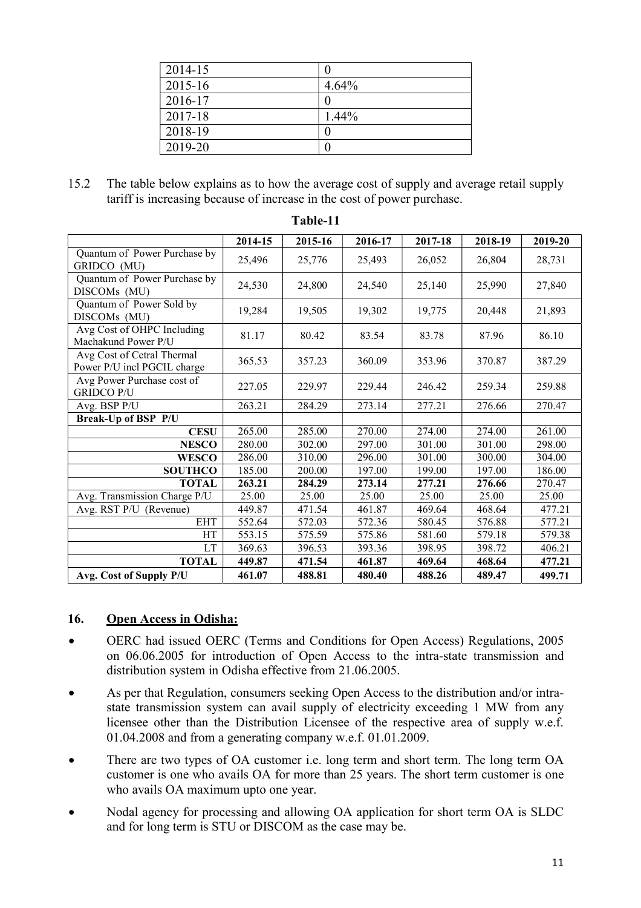| 2014-15 | 0 |
|---|---|
| 2015-16 | 4.64% |
| 2016-17 | 0 |
| 2017-18 | 1.44% |
| 2018-19 | 0 |
| 2019-20 | 0 |

15.2 The table below explains as to how the average cost of supply and average retail supply tariff is increasing because of increase in the cost of power purchase.

**Table-11**

| | 2014-15 | 2015-16 | 2016-17 | 2017-18 | 2018-19 | 2019-20 |
|---|---|---|---|---|---|---|
| Quantum of Power Purchase by GRIDCO (MU) | 25,496 | 25,776 | 25,493 | 26,052 | 26,804 | 28,731 |
| Quantum of Power Purchase by DISCOMs (MU) | 24,530 | 24,800 | 24,540 | 25,140 | 25,990 | 27,840 |
| Quantum of Power Sold by DISCOMs (MU) | 19,284 | 19,505 | 19,302 | 19,775 | 20,448 | 21,893 |
| Avg Cost of OHPC Including Machakund Power P/U | 81.17 | 80.42 | 83.54 | 83.78 | 87.96 | 86.10 |
| Avg Cost of Cetral Thermal Power P/U incl PGCIL charge | 365.53 | 357.23 | 360.09 | 353.96 | 370.87 | 387.29 |
| Avg Power Purchase cost of GRIDCO P/U | 227.05 | 229.97 | 229.44 | 246.42 | 259.34 | 259.88 |
| Avg. BSP P/U | 263.21 | 284.29 | 273.14 | 277.21 | 276.66 | 270.47 |
| **Break-Up of BSP P/U** | | | | | | |
| **CESU** | 265.00 | 285.00 | 270.00 | 274.00 | 274.00 | 261.00 |
| **NESCO** | 280.00 | 302.00 | 297.00 | 301.00 | 301.00 | 298.00 |
| **WESCO** | 286.00 | 310.00 | 296.00 | 301.00 | 300.00 | 304.00 |
| **SOUTHCO** | 185.00 | 200.00 | 197.00 | 199.00 | 197.00 | 186.00 |
| **TOTAL** | **263.21** | **284.29** | **273.14** | **277.21** | **276.66** | 270.47 |
| Avg. Transmission Charge P/U | 25.00 | 25.00 | 25.00 | 25.00 | 25.00 | 25.00 |
| Avg. RST P/U (Revenue) | 449.87 | 471.54 | 461.87 | 469.64 | 468.64 | 477.21 |
| EHT | 552.64 | 572.03 | 572.36 | 580.45 | 576.88 | 577.21 |
| HT | 553.15 | 575.59 | 575.86 | 581.60 | 579.18 | 579.38 |
| LT | 369.63 | 396.53 | 393.36 | 398.95 | 398.72 | 406.21 |
| **TOTAL** | **449.87** | **471.54** | **461.87** | **469.64** | **468.64** | **477.21** |
| **Avg. Cost of Supply P/U** | **461.07** | **488.81** | **480.40** | **488.26** | **489.47** | **499.71** |

## 16. Open Access in Odisha:

- OERC had issued OERC (Terms and Conditions for Open Access) Regulations, 2005 on 06.06.2005 for introduction of Open Access to the intra-state transmission and distribution system in Odisha effective from 21.06.2005.
- As per that Regulation, consumers seeking Open Access to the distribution and/or intra-state transmission system can avail supply of electricity exceeding 1 MW from any licensee other than the Distribution Licensee of the respective area of supply w.e.f. 01.04.2008 and from a generating company w.e.f. 01.01.2009.
- There are two types of OA customer i.e. long term and short term. The long term OA customer is one who avails OA for more than 25 years. The short term customer is one who avails OA maximum upto one year.
- Nodal agency for processing and allowing OA application for short term OA is SLDC and for long term is STU or DISCOM as the case may be.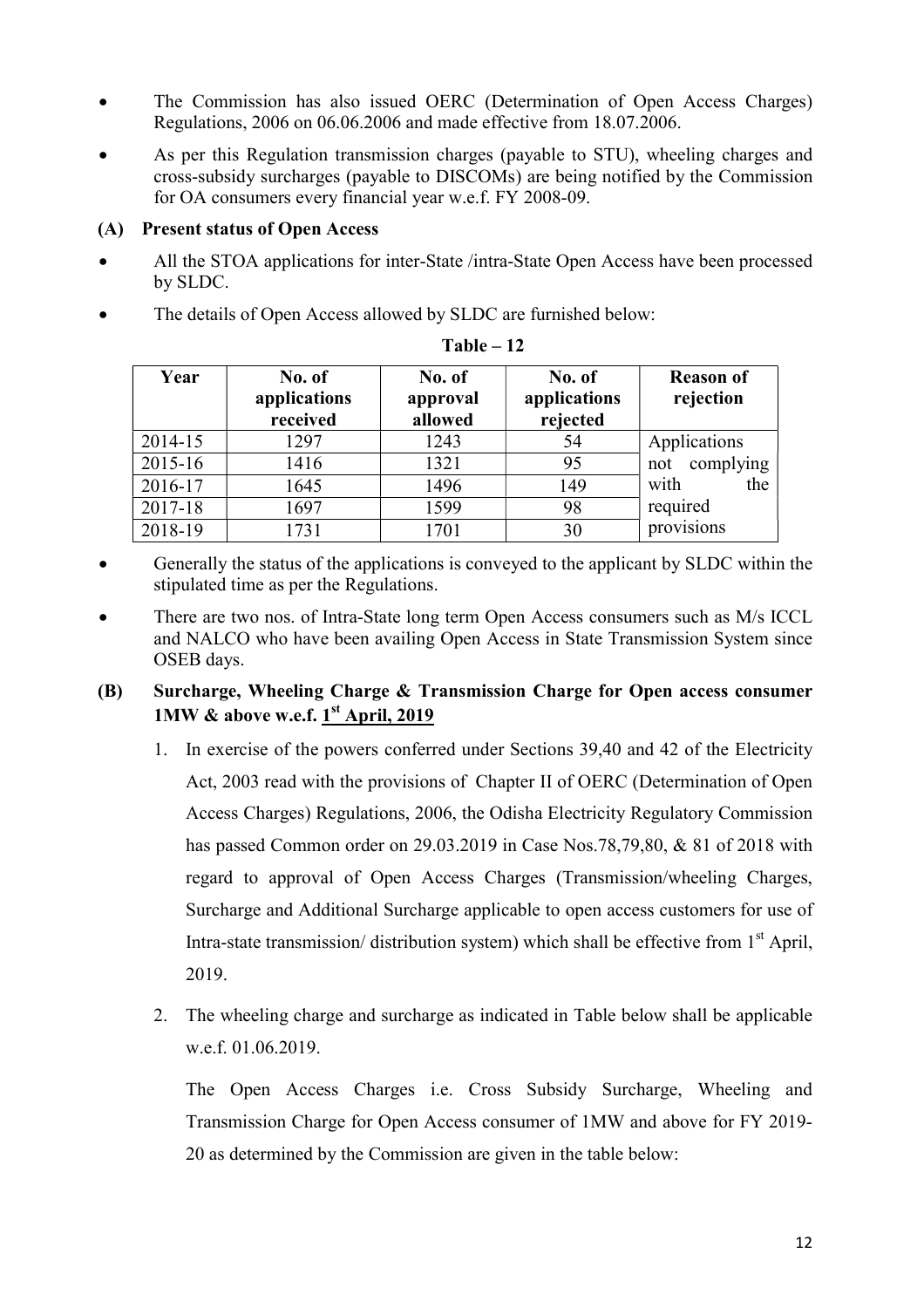- The Commission has also issued OERC (Determination of Open Access Charges) Regulations, 2006 on 06.06.2006 and made effective from 18.07.2006.
- As per this Regulation transmission charges (payable to STU), wheeling charges and cross-subsidy surcharges (payable to DISCOMs) are being notified by the Commission for OA consumers every financial year w.e.f. FY 2008-09.

### (A) Present status of Open Access

- All the STOA applications for inter-State /intra-State Open Access have been processed by SLDC.
- The details of Open Access allowed by SLDC are furnished below:

**Table – 12**

| Year | No. of applications received | No. of approval allowed | No. of applications rejected | Reason of rejection |
|---|---|---|---|---|
| 2014-15 | 1297 | 1243 | 54 | Applications not complying with the required provisions |
| 2015-16 | 1416 | 1321 | 95 | |
| 2016-17 | 1645 | 1496 | 149 | |
| 2017-18 | 1697 | 1599 | 98 | |
| 2018-19 | 1731 | 1701 | 30 | |

- Generally the status of the applications is conveyed to the applicant by SLDC within the stipulated time as per the Regulations.
- There are two nos. of Intra-State long term Open Access consumers such as M/s ICCL and NALCO who have been availing Open Access in State Transmission System since OSEB days.

### (B) Surcharge, Wheeling Charge & Transmission Charge for Open access consumer 1MW & above w.e.f. 1st April, 2019

1. In exercise of the powers conferred under Sections 39,40 and 42 of the Electricity Act, 2003 read with the provisions of Chapter II of OERC (Determination of Open Access Charges) Regulations, 2006, the Odisha Electricity Regulatory Commission has passed Common order on 29.03.2019 in Case Nos.78,79,80, & 81 of 2018 with regard to approval of Open Access Charges (Transmission/wheeling Charges, Surcharge and Additional Surcharge applicable to open access customers for use of Intra-state transmission/ distribution system) which shall be effective from 1st April, 2019.

2. The wheeling charge and surcharge as indicated in Table below shall be applicable w.e.f. 01.06.2019.

   The Open Access Charges i.e. Cross Subsidy Surcharge, Wheeling and Transmission Charge for Open Access consumer of 1MW and above for FY 2019-20 as determined by the Commission are given in the table below: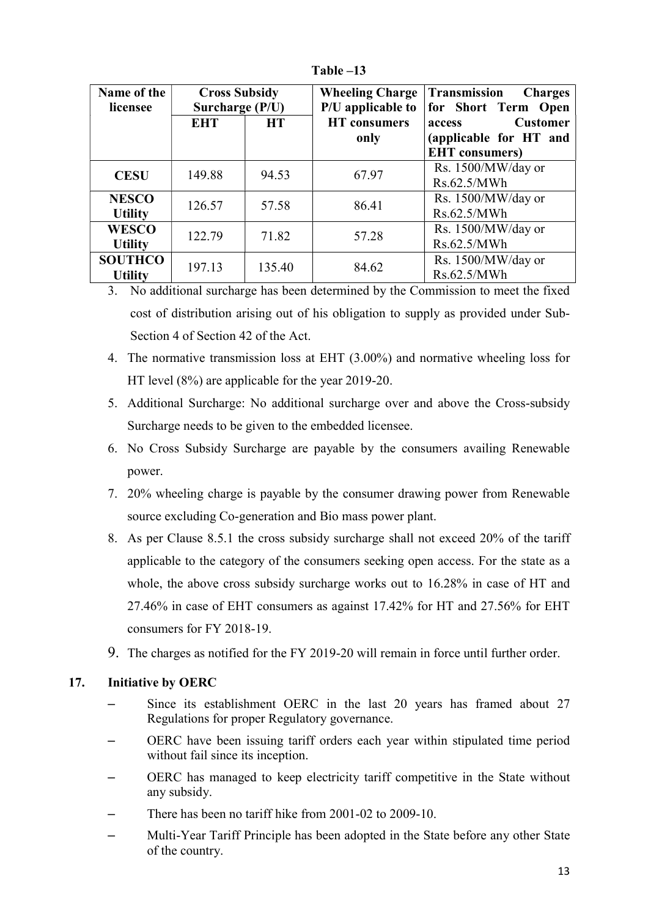**Table –13**

| Name of the licensee | Cross Subsidy Surcharge (P/U) | | Wheeling Charge P/U applicable to HT consumers only | Transmission Charges for Short Term Open access Customer (applicable for HT and EHT consumers) |
|---|---|---|---|---|
| | EHT | HT | | |
| **CESU** | 149.88 | 94.53 | 67.97 | Rs. 1500/MW/day or Rs.62.5/MWh |
| **NESCO Utility** | 126.57 | 57.58 | 86.41 | Rs. 1500/MW/day or Rs.62.5/MWh |
| **WESCO Utility** | 122.79 | 71.82 | 57.28 | Rs. 1500/MW/day or Rs.62.5/MWh |
| **SOUTHCO Utility** | 197.13 | 135.40 | 84.62 | Rs. 1500/MW/day or Rs.62.5/MWh |

3. No additional surcharge has been determined by the Commission to meet the fixed cost of distribution arising out of his obligation to supply as provided under Sub-Section 4 of Section 42 of the Act.
4. The normative transmission loss at EHT (3.00%) and normative wheeling loss for HT level (8%) are applicable for the year 2019-20.
5. Additional Surcharge: No additional surcharge over and above the Cross-subsidy Surcharge needs to be given to the embedded licensee.
6. No Cross Subsidy Surcharge are payable by the consumers availing Renewable power.
7. 20% wheeling charge is payable by the consumer drawing power from Renewable source excluding Co-generation and Bio mass power plant.
8. As per Clause 8.5.1 the cross subsidy surcharge shall not exceed 20% of the tariff applicable to the category of the consumers seeking open access. For the state as a whole, the above cross subsidy surcharge works out to 16.28% in case of HT and 27.46% in case of EHT consumers as against 17.42% for HT and 27.56% for EHT consumers for FY 2018-19.
9. The charges as notified for the FY 2019-20 will remain in force until further order.

## 17. Initiative by OERC

- Since its establishment OERC in the last 20 years has framed about 27 Regulations for proper Regulatory governance.
- OERC have been issuing tariff orders each year within stipulated time period without fail since its inception.
- OERC has managed to keep electricity tariff competitive in the State without any subsidy.
- There has been no tariff hike from 2001-02 to 2009-10.
- Multi-Year Tariff Principle has been adopted in the State before any other State of the country.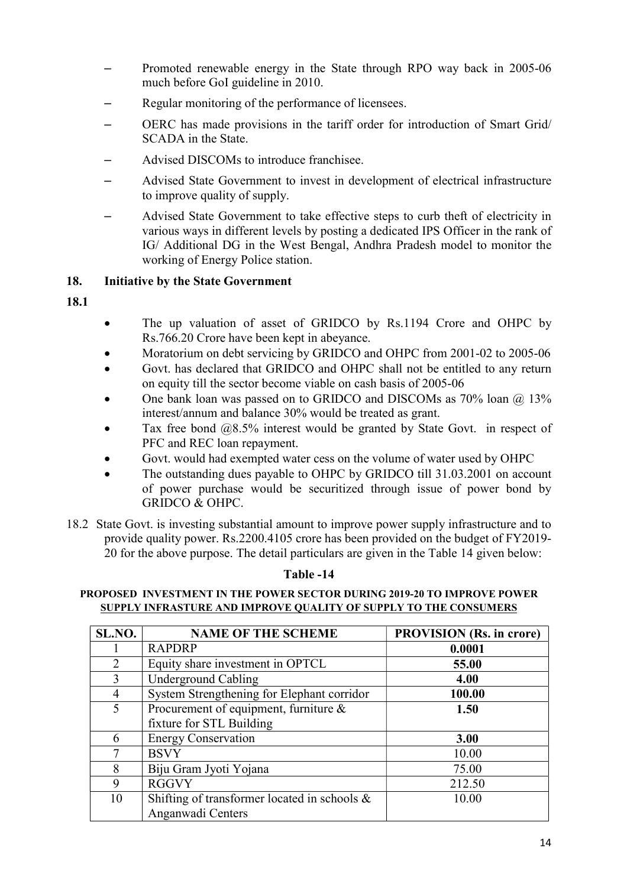- Promoted renewable energy in the State through RPO way back in 2005-06 much before GoI guideline in 2010.
- Regular monitoring of the performance of licensees.
- OERC has made provisions in the tariff order for introduction of Smart Grid/ SCADA in the State.
- Advised DISCOMs to introduce franchisee.
- Advised State Government to invest in development of electrical infrastructure to improve quality of supply.
- Advised State Government to take effective steps to curb theft of electricity in various ways in different levels by posting a dedicated IPS Officer in the rank of IG/ Additional DG in the West Bengal, Andhra Pradesh model to monitor the working of Energy Police station.

## 18. Initiative by the State Government

**18.1**

- The up valuation of asset of GRIDCO by Rs.1194 Crore and OHPC by Rs.766.20 Crore have been kept in abeyance.
- Moratorium on debt servicing by GRIDCO and OHPC from 2001-02 to 2005-06
- Govt. has declared that GRIDCO and OHPC shall not be entitled to any return on equity till the sector become viable on cash basis of 2005-06
- One bank loan was passed on to GRIDCO and DISCOMs as 70% loan @ 13% interest/annum and balance 30% would be treated as grant.
- Tax free bond @8.5% interest would be granted by State Govt. in respect of PFC and REC loan repayment.
- Govt. would had exempted water cess on the volume of water used by OHPC
- The outstanding dues payable to OHPC by GRIDCO till 31.03.2001 on account of power purchase would be securitized through issue of power bond by GRIDCO & OHPC.

18.2 State Govt. is investing substantial amount to improve power supply infrastructure and to provide quality power. Rs.2200.4105 crore has been provided on the budget of FY2019-20 for the above purpose. The detail particulars are given in the Table 14 given below:

**Table -14**

**PROPOSED INVESTMENT IN THE POWER SECTOR DURING 2019-20 TO IMPROVE POWER SUPPLY INFRASTURE AND IMPROVE QUALITY OF SUPPLY TO THE CONSUMERS**

| SL.NO. | NAME OF THE SCHEME | PROVISION (Rs. in crore) |
|---|---|---|
| 1 | RAPDRP | **0.0001** |
| 2 | Equity share investment in OPTCL | **55.00** |
| 3 | Underground Cabling | **4.00** |
| 4 | System Strengthening for Elephant corridor | **100.00** |
| 5 | Procurement of equipment, furniture & fixture for STL Building | **1.50** |
| 6 | Energy Conservation | **3.00** |
| 7 | BSVY | 10.00 |
| 8 | Biju Gram Jyoti Yojana | 75.00 |
| 9 | RGGVY | 212.50 |
| 10 | Shifting of transformer located in schools & Anganwadi Centers | 10.00 |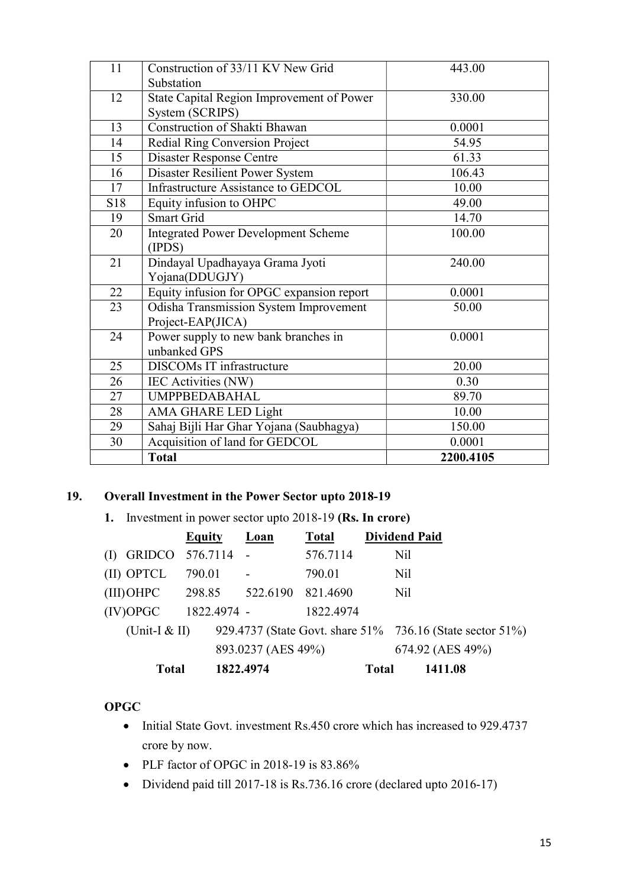| 11 | Construction of 33/11 KV New Grid Substation | 443.00 |
|---|---|---|
| 12 | State Capital Region Improvement of Power System (SCRIPS) | 330.00 |
| 13 | Construction of Shakti Bhawan | 0.0001 |
| 14 | Redial Ring Conversion Project | 54.95 |
| 15 | Disaster Response Centre | 61.33 |
| 16 | Disaster Resilient Power System | 106.43 |
| 17 | Infrastructure Assistance to GEDCOL | 10.00 |
| S18 | Equity infusion to OHPC | 49.00 |
| 19 | Smart Grid | 14.70 |
| 20 | Integrated Power Development Scheme (IPDS) | 100.00 |
| 21 | Dindayal Upadhayaya Grama Jyoti Yojana(DDUGJY) | 240.00 |
| 22 | Equity infusion for OPGC expansion report | 0.0001 |
| 23 | Odisha Transmission System Improvement Project-EAP(JICA) | 50.00 |
| 24 | Power supply to new bank branches in unbanked GPS | 0.0001 |
| 25 | DISCOMs IT infrastructure | 20.00 |
| 26 | IEC Activities (NW) | 0.30 |
| 27 | UMPPBEDABAHAL | 89.70 |
| 28 | AMA GHARE LED Light | 10.00 |
| 29 | Sahaj Bijli Har Ghar Yojana (Saubhagya) | 150.00 |
| 30 | Acquisition of land for GEDCOL | 0.0001 |
| | **Total** | **2200.4105** |

## 19. Overall Investment in the Power Sector upto 2018-19

**1.** Investment in power sector upto 2018-19 **(Rs. In crore)**

| | **Equity** | **Loan** | **Total** | **Dividend Paid** |
|---|---|---|---|---|
| (I) GRIDCO | 576.7114 | - | 576.7114 | Nil |
| (II) OPTCL | 790.01 | - | 790.01 | Nil |
| (III) OHPC | 298.85 | 522.6190 | 821.4690 | Nil |
| (IV) OPGC | 1822.4974 | - | 1822.4974 | |
| (Unit-I & II) | 929.4737 (State Govt. share 51% | | | 736.16 (State sector 51%) |
| | 893.0237 (AES 49%) | | | 674.92 (AES 49%) |
| **Total** | **1822.4974** | | **Total** | **1411.08** |

**OPGC**

- Initial State Govt. investment Rs.450 crore which has increased to 929.4737 crore by now.
- PLF factor of OPGC in 2018-19 is 83.86%
- Dividend paid till 2017-18 is Rs.736.16 crore (declared upto 2016-17)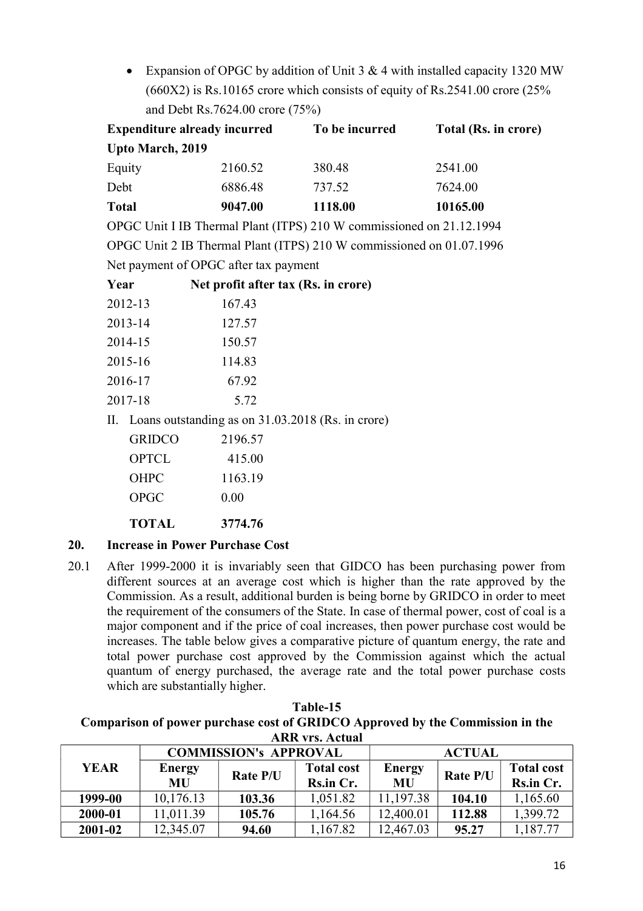- Expansion of OPGC by addition of Unit 3 & 4 with installed capacity 1320 MW (660X2) is Rs.10165 crore which consists of equity of Rs.2541.00 crore (25% and Debt Rs.7624.00 crore (75%)

| Expenditure already incurred Upto March, 2019 | | To be incurred | Total (Rs. in crore) |
|---|---|---|---|
| Equity | 2160.52 | 380.48 | 2541.00 |
| Debt | 6886.48 | 737.52 | 7624.00 |
| **Total** | **9047.00** | **1118.00** | **10165.00** |

OPGC Unit I IB Thermal Plant (ITPS) 210 W commissioned on 21.12.1994

OPGC Unit 2 IB Thermal Plant (ITPS) 210 W commissioned on 01.07.1996

Net payment of OPGC after tax payment

| Year | Net profit after tax (Rs. in crore) |
|---|---|
| 2012-13 | 167.43 |
| 2013-14 | 127.57 |
| 2014-15 | 150.57 |
| 2015-16 | 114.83 |
| 2016-17 | 67.92 |
| 2017-18 | 5.72 |

II. Loans outstanding as on 31.03.2018 (Rs. in crore)

| | |
|---|---|
| GRIDCO | 2196.57 |
| OPTCL | 415.00 |
| OHPC | 1163.19 |
| OPGC | 0.00 |
| **TOTAL** | **3774.76** |

## 20. Increase in Power Purchase Cost

20.1 After 1999-2000 it is invariably seen that GIDCO has been purchasing power from different sources at an average cost which is higher than the rate approved by the Commission. As a result, additional burden is being borne by GRIDCO in order to meet the requirement of the consumers of the State. In case of thermal power, cost of coal is a major component and if the price of coal increases, then power purchase cost would be increases. The table below gives a comparative picture of quantum energy, the rate and total power purchase cost approved by the Commission against which the actual quantum of energy purchased, the average rate and the total power purchase costs which are substantially higher.

**Table-15**
**Comparison of power purchase cost of GRIDCO Approved by the Commission in the ARR vrs. Actual**

| YEAR | COMMISSION's APPROVAL | | | ACTUAL | | |
|---|---|---|---|---|---|---|
| | Energy MU | Rate P/U | Total cost Rs.in Cr. | Energy MU | Rate P/U | Total cost Rs.in Cr. |
| **1999-00** | 10,176.13 | **103.36** | 1,051.82 | 11,197.38 | **104.10** | 1,165.60 |
| **2000-01** | 11,011.39 | **105.76** | 1,164.56 | 12,400.01 | **112.88** | 1,399.72 |
| **2001-02** | 12,345.07 | **94.60** | 1,167.82 | 12,467.03 | **95.27** | 1,187.77 |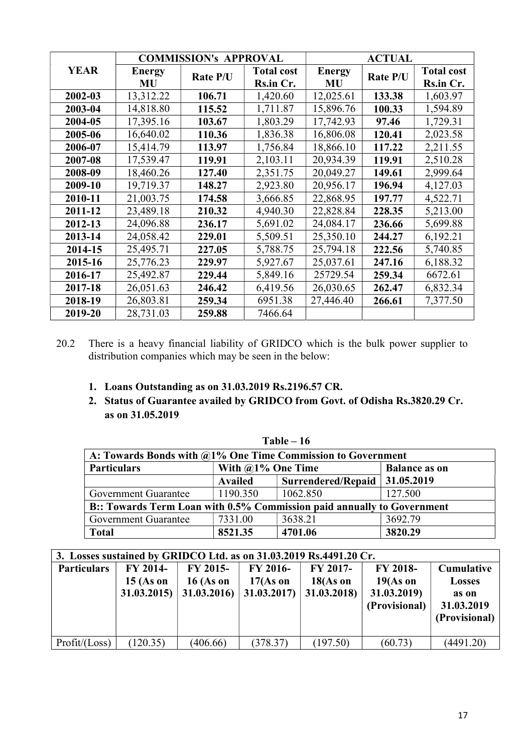| YEAR | COMMISSION's APPROVAL | | | ACTUAL | | |
|---|---|---|---|---|---|---|
| | Energy MU | Rate P/U | Total cost Rs.in Cr. | Energy MU | Rate P/U | Total cost Rs.in Cr. |
| **2002-03** | 13,312.22 | **106.71** | 1,420.60 | 12,025.61 | **133.38** | 1,603.97 |
| **2003-04** | 14,818.80 | **115.52** | 1,711.87 | 15,896.76 | **100.33** | 1,594.89 |
| **2004-05** | 17,395.16 | **103.67** | 1,803.29 | 17,742.93 | **97.46** | 1,729.31 |
| **2005-06** | 16,640.02 | **110.36** | 1,836.38 | 16,806.08 | **120.41** | 2,023.58 |
| **2006-07** | 15,414.79 | **113.97** | 1,756.84 | 18,866.10 | **117.22** | 2,211.55 |
| **2007-08** | 17,539.47 | **119.91** | 2,103.11 | 20,934.39 | **119.91** | 2,510.28 |
| **2008-09** | 18,460.26 | **127.40** | 2,351.75 | 20,049.27 | **149.61** | 2,999.64 |
| **2009-10** | 19,719.37 | **148.27** | 2,923.80 | 20,956.17 | **196.94** | 4,127.03 |
| **2010-11** | 21,003.75 | **174.58** | 3,666.85 | 22,868.95 | **197.77** | 4,522.71 |
| **2011-12** | 23,489.18 | **210.32** | 4,940.30 | 22,828.84 | **228.35** | 5,213.00 |
| **2012-13** | 24,096.88 | **236.17** | 5,691.02 | 24,084.17 | **236.66** | 5,699.88 |
| **2013-14** | 24,058.42 | **229.01** | 5,509.51 | 25,350.10 | **244.27** | 6,192.21 |
| **2014-15** | 25,495.71 | **227.05** | 5,788.75 | 25,794.18 | **222.56** | 5,740.85 |
| **2015-16** | 25,776.23 | **229.97** | 5,927.67 | 25,037.61 | **247.16** | 6,188.32 |
| **2016-17** | 25,492.87 | **229.44** | 5,849.16 | 25729.54 | **259.34** | 6672.61 |
| **2017-18** | 26,051.63 | **246.42** | 6,419.56 | 26,030.65 | **262.47** | 6,832.34 |
| **2018-19** | 26,803.81 | **259.34** | 6951.38 | 27,446.40 | **266.61** | 7,377.50 |
| **2019-20** | 28,731.03 | **259.88** | 7466.64 | | | |

20.2 There is a heavy financial liability of GRIDCO which is the bulk power supplier to distribution companies which may be seen in the below:

1. **Loans Outstanding as on 31.03.2019 Rs.2196.57 CR.**
2. **Status of Guarantee availed by GRIDCO from Govt. of Odisha Rs.3820.29 Cr. as on 31.05.2019**

**Table – 16**

| **A: Towards Bonds with @1% One Time Commission to Government** | | | |
|---|---|---|---|
| **Particulars** | **With @1% One Time** | | **Balance as on 31.05.2019** |
| | **Availed** | **Surrendered/Repaid** | |
| Government Guarantee | 1190.350 | 1062.850 | 127.500 |
| **B:: Towards Term Loan with 0.5% Commission paid annually to Government** | | | |
| Government Guarantee | 7331.00 | 3638.21 | 3692.79 |
| **Total** | **8521.35** | **4701.06** | **3820.29** |

| **3. Losses sustained by GRIDCO Ltd. as on 31.03.2019 Rs.4491.20 Cr.** | | | | | | |
|---|---|---|---|---|---|---|
| **Particulars** | **FY 2014-15 (As on 31.03.2015)** | **FY 2015-16 (As on 31.03.2016)** | **FY 2016-17(As on 31.03.2017)** | **FY 2017-18(As on 31.03.2018)** | **FY 2018-19(As on 31.03.2019) (Provisional)** | **Cumulative Losses as on 31.03.2019 (Provisional)** |
| Profit/(Loss) | (120.35) | (406.66) | (378.37) | (197.50) | (60.73) | (4491.20) |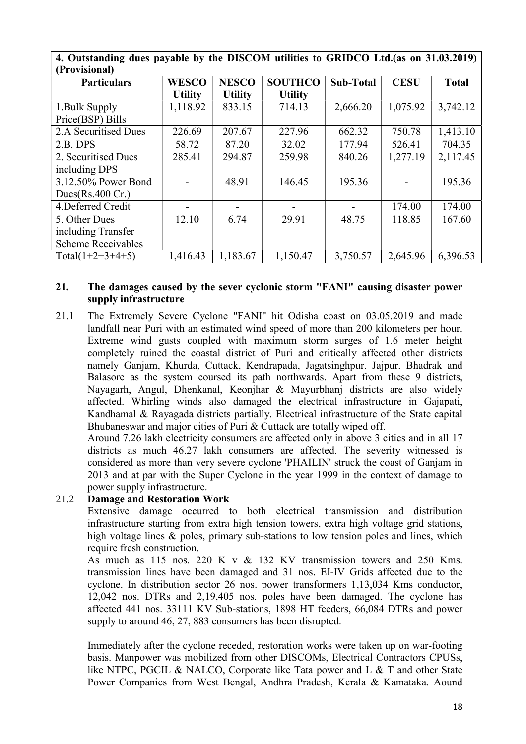| 4. Outstanding dues payable by the DISCOM utilities to GRIDCO Ltd.(as on 31.03.2019) (Provisional) | | | | | | |
|---|---|---|---|---|---|---|
| **Particulars** | **WESCO Utility** | **NESCO Utility** | **SOUTHCO Utility** | **Sub-Total** | **CESU** | **Total** |
| 1.Bulk Supply Price(BSP) Bills | 1,118.92 | 833.15 | 714.13 | 2,666.20 | 1,075.92 | 3,742.12 |
| 2.A Securitised Dues | 226.69 | 207.67 | 227.96 | 662.32 | 750.78 | 1,413.10 |
| 2.B. DPS | 58.72 | 87.20 | 32.02 | 177.94 | 526.41 | 704.35 |
| 2. Securitised Dues including DPS | 285.41 | 294.87 | 259.98 | 840.26 | 1,277.19 | 2,117.45 |
| 3.12.50% Power Bond Dues(Rs.400 Cr.) | - | 48.91 | 146.45 | 195.36 | - | 195.36 |
| 4.Deferred Credit | - | - | - | - | 174.00 | 174.00 |
| 5. Other Dues including Transfer Scheme Receivables | 12.10 | 6.74 | 29.91 | 48.75 | 118.85 | 167.60 |
| Total(1+2+3+4+5) | 1,416.43 | 1,183.67 | 1,150.47 | 3,750.57 | 2,645.96 | 6,396.53 |

## 21. The damages caused by the sever cyclonic storm "FANI" causing disaster power supply infrastructure

21.1 The Extremely Severe Cyclone "FANI" hit Odisha coast on 03.05.2019 and made landfall near Puri with an estimated wind speed of more than 200 kilometers per hour. Extreme wind gusts coupled with maximum storm surges of 1.6 meter height completely ruined the coastal district of Puri and critically affected other districts namely Ganjam, Khurda, Cuttack, Kendrapada, Jagatsinghpur. Jajpur. Bhadrak and Balasore as the system coursed its path northwards. Apart from these 9 districts, Nayagarh, Angul, Dhenkanal, Keonjhar & Mayurbhanj districts are also widely affected. Whirling winds also damaged the electrical infrastructure in Gajapati, Kandhamal & Rayagada districts partially. Electrical infrastructure of the State capital Bhubaneswar and major cities of Puri & Cuttack are totally wiped off.

Around 7.26 lakh electricity consumers are affected only in above 3 cities and in all 17 districts as much 46.27 lakh consumers are affected. The severity witnessed is considered as more than very severe cyclone 'PHAILIN' struck the coast of Ganjam in 2013 and at par with the Super Cyclone in the year 1999 in the context of damage to power supply infrastructure.

### 21.2 Damage and Restoration Work

Extensive damage occurred to both electrical transmission and distribution infrastructure starting from extra high tension towers, extra high voltage grid stations, high voltage lines & poles, primary sub-stations to low tension poles and lines, which require fresh construction.

As much as 115 nos. 220 K v & 132 KV transmission towers and 250 Kms. transmission lines have been damaged and 31 nos. EI-IV Grids affected due to the cyclone. In distribution sector 26 nos. power transformers 1,13,034 Kms conductor, 12,042 nos. DTRs and 2,19,405 nos. poles have been damaged. The cyclone has affected 441 nos. 33111 KV Sub-stations, 1898 HT feeders, 66,084 DTRs and power supply to around 46, 27, 883 consumers has been disrupted.

Immediately after the cyclone receded, restoration works were taken up on war-footing basis. Manpower was mobilized from other DISCOMs, Electrical Contractors CPUSs, like NTPC, PGCIL & NALCO, Corporate like Tata power and L & T and other State Power Companies from West Bengal, Andhra Pradesh, Kerala & Kamataka. Aound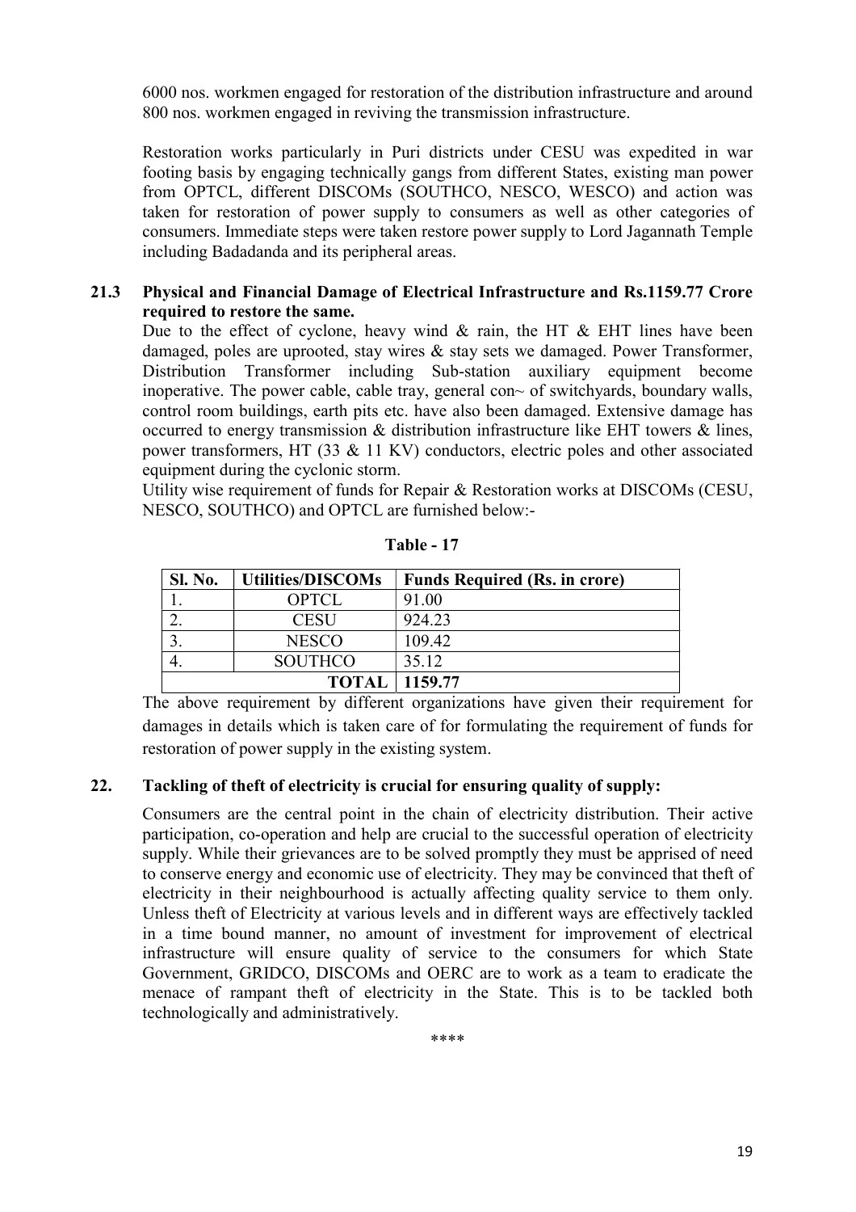6000 nos. workmen engaged for restoration of the distribution infrastructure and around 800 nos. workmen engaged in reviving the transmission infrastructure.

Restoration works particularly in Puri districts under CESU was expedited in war footing basis by engaging technically gangs from different States, existing man power from OPTCL, different DISCOMs (SOUTHCO, NESCO, WESCO) and action was taken for restoration of power supply to consumers as well as other categories of consumers. Immediate steps were taken restore power supply to Lord Jagannath Temple including Badadanda and its peripheral areas.

### 21.3 Physical and Financial Damage of Electrical Infrastructure and Rs.1159.77 Crore required to restore the same.

Due to the effect of cyclone, heavy wind & rain, the HT & EHT lines have been damaged, poles are uprooted, stay wires & stay sets we damaged. Power Transformer, Distribution Transformer including Sub-station auxiliary equipment become inoperative. The power cable, cable tray, general con~ of switchyards, boundary walls, control room buildings, earth pits etc. have also been damaged. Extensive damage has occurred to energy transmission & distribution infrastructure like EHT towers & lines, power transformers, HT (33 & 11 KV) conductors, electric poles and other associated equipment during the cyclonic storm.

Utility wise requirement of funds for Repair & Restoration works at DISCOMs (CESU, NESCO, SOUTHCO) and OPTCL are furnished below:-

**Table - 17**

| Sl. No. | Utilities/DISCOMs | Funds Required (Rs. in crore) |
|---|---|---|
| 1. | OPTCL | 91.00 |
| 2. | CESU | 924.23 |
| 3. | NESCO | 109.42 |
| 4. | SOUTHCO | 35.12 |
| | **TOTAL** | **1159.77** |

The above requirement by different organizations have given their requirement for damages in details which is taken care of for formulating the requirement of funds for restoration of power supply in the existing system.

## 22. Tackling of theft of electricity is crucial for ensuring quality of supply:

Consumers are the central point in the chain of electricity distribution. Their active participation, co-operation and help are crucial to the successful operation of electricity supply. While their grievances are to be solved promptly they must be apprised of need to conserve energy and economic use of electricity. They may be convinced that theft of electricity in their neighbourhood is actually affecting quality service to them only. Unless theft of Electricity at various levels and in different ways are effectively tackled in a time bound manner, no amount of investment for improvement of electrical infrastructure will ensure quality of service to the consumers for which State Government, GRIDCO, DISCOMs and OERC are to work as a team to eradicate the menace of rampant theft of electricity in the State. This is to be tackled both technologically and administratively.

\*\*\*\*